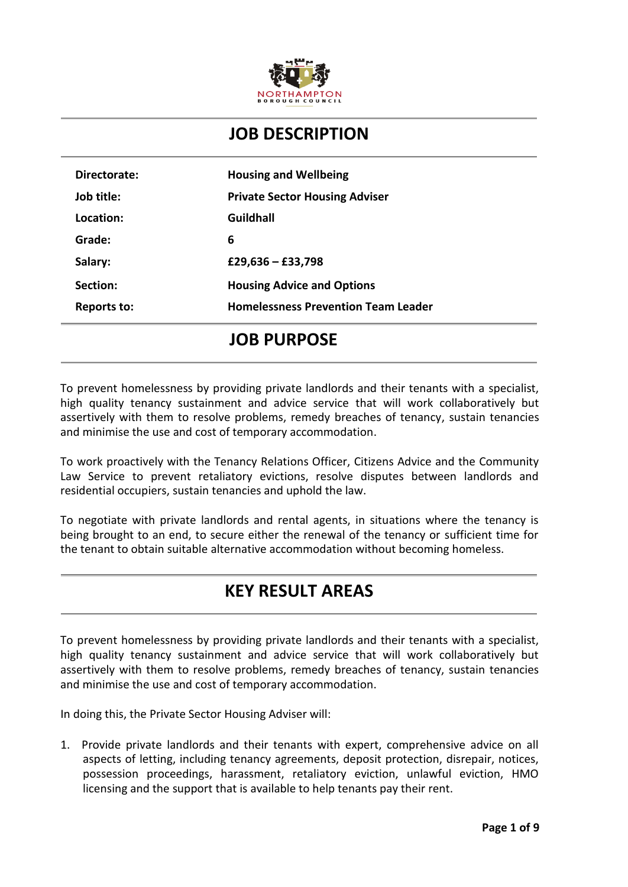NORTHAMPTON BOROUGH COUNCIL

# JOB DESCRIPTION

| | |
|---|---|
| **Directorate:** | **Housing and Wellbeing** |
| **Job title:** | **Private Sector Housing Adviser** |
| **Location:** | **Guildhall** |
| **Grade:** | **6** |
| **Salary:** | **£29,636 – £33,798** |
| **Section:** | **Housing Advice and Options** |
| **Reports to:** | **Homelessness Prevention Team Leader** |

# JOB PURPOSE

To prevent homelessness by providing private landlords and their tenants with a specialist, high quality tenancy sustainment and advice service that will work collaboratively but assertively with them to resolve problems, remedy breaches of tenancy, sustain tenancies and minimise the use and cost of temporary accommodation.

To work proactively with the Tenancy Relations Officer, Citizens Advice and the Community Law Service to prevent retaliatory evictions, resolve disputes between landlords and residential occupiers, sustain tenancies and uphold the law.

To negotiate with private landlords and rental agents, in situations where the tenancy is being brought to an end, to secure either the renewal of the tenancy or sufficient time for the tenant to obtain suitable alternative accommodation without becoming homeless.

# KEY RESULT AREAS

To prevent homelessness by providing private landlords and their tenants with a specialist, high quality tenancy sustainment and advice service that will work collaboratively but assertively with them to resolve problems, remedy breaches of tenancy, sustain tenancies and minimise the use and cost of temporary accommodation.

In doing this, the Private Sector Housing Adviser will:

1. Provide private landlords and their tenants with expert, comprehensive advice on all aspects of letting, including tenancy agreements, deposit protection, disrepair, notices, possession proceedings, harassment, retaliatory eviction, unlawful eviction, HMO licensing and the support that is available to help tenants pay their rent.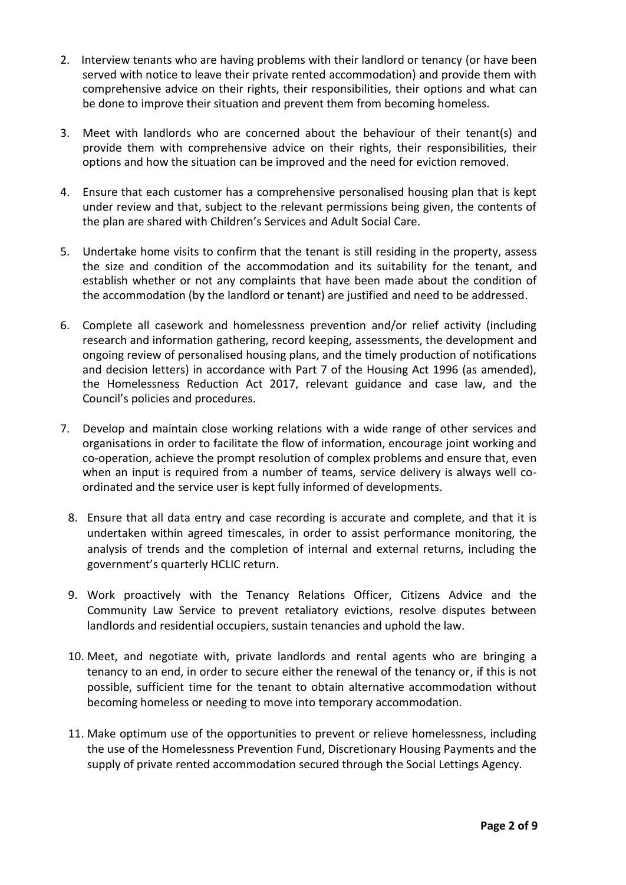2. Interview tenants who are having problems with their landlord or tenancy (or have been served with notice to leave their private rented accommodation) and provide them with comprehensive advice on their rights, their responsibilities, their options and what can be done to improve their situation and prevent them from becoming homeless.
3. Meet with landlords who are concerned about the behaviour of their tenant(s) and provide them with comprehensive advice on their rights, their responsibilities, their options and how the situation can be improved and the need for eviction removed.
4. Ensure that each customer has a comprehensive personalised housing plan that is kept under review and that, subject to the relevant permissions being given, the contents of the plan are shared with Children's Services and Adult Social Care.
5. Undertake home visits to confirm that the tenant is still residing in the property, assess the size and condition of the accommodation and its suitability for the tenant, and establish whether or not any complaints that have been made about the condition of the accommodation (by the landlord or tenant) are justified and need to be addressed.
6. Complete all casework and homelessness prevention and/or relief activity (including research and information gathering, record keeping, assessments, the development and ongoing review of personalised housing plans, and the timely production of notifications and decision letters) in accordance with Part 7 of the Housing Act 1996 (as amended), the Homelessness Reduction Act 2017, relevant guidance and case law, and the Council's policies and procedures.
7. Develop and maintain close working relations with a wide range of other services and organisations in order to facilitate the flow of information, encourage joint working and co-operation, achieve the prompt resolution of complex problems and ensure that, even when an input is required from a number of teams, service delivery is always well co-ordinated and the service user is kept fully informed of developments.
8. Ensure that all data entry and case recording is accurate and complete, and that it is undertaken within agreed timescales, in order to assist performance monitoring, the analysis of trends and the completion of internal and external returns, including the government's quarterly HCLIC return.
9. Work proactively with the Tenancy Relations Officer, Citizens Advice and the Community Law Service to prevent retaliatory evictions, resolve disputes between landlords and residential occupiers, sustain tenancies and uphold the law.
10. Meet, and negotiate with, private landlords and rental agents who are bringing a tenancy to an end, in order to secure either the renewal of the tenancy or, if this is not possible, sufficient time for the tenant to obtain alternative accommodation without becoming homeless or needing to move into temporary accommodation.
11. Make optimum use of the opportunities to prevent or relieve homelessness, including the use of the Homelessness Prevention Fund, Discretionary Housing Payments and the supply of private rented accommodation secured through the Social Lettings Agency.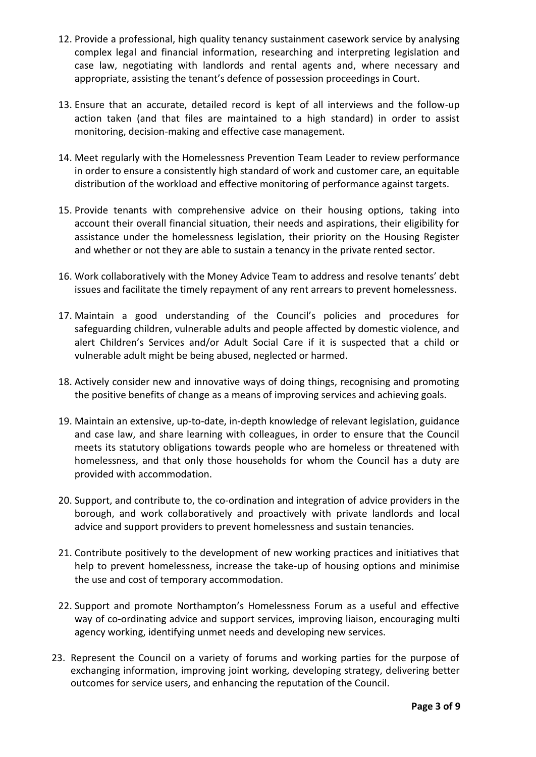12. Provide a professional, high quality tenancy sustainment casework service by analysing complex legal and financial information, researching and interpreting legislation and case law, negotiating with landlords and rental agents and, where necessary and appropriate, assisting the tenant's defence of possession proceedings in Court.

13. Ensure that an accurate, detailed record is kept of all interviews and the follow-up action taken (and that files are maintained to a high standard) in order to assist monitoring, decision-making and effective case management.

14. Meet regularly with the Homelessness Prevention Team Leader to review performance in order to ensure a consistently high standard of work and customer care, an equitable distribution of the workload and effective monitoring of performance against targets.

15. Provide tenants with comprehensive advice on their housing options, taking into account their overall financial situation, their needs and aspirations, their eligibility for assistance under the homelessness legislation, their priority on the Housing Register and whether or not they are able to sustain a tenancy in the private rented sector.

16. Work collaboratively with the Money Advice Team to address and resolve tenants' debt issues and facilitate the timely repayment of any rent arrears to prevent homelessness.

17. Maintain a good understanding of the Council's policies and procedures for safeguarding children, vulnerable adults and people affected by domestic violence, and alert Children's Services and/or Adult Social Care if it is suspected that a child or vulnerable adult might be being abused, neglected or harmed.

18. Actively consider new and innovative ways of doing things, recognising and promoting the positive benefits of change as a means of improving services and achieving goals.

19. Maintain an extensive, up-to-date, in-depth knowledge of relevant legislation, guidance and case law, and share learning with colleagues, in order to ensure that the Council meets its statutory obligations towards people who are homeless or threatened with homelessness, and that only those households for whom the Council has a duty are provided with accommodation.

20. Support, and contribute to, the co-ordination and integration of advice providers in the borough, and work collaboratively and proactively with private landlords and local advice and support providers to prevent homelessness and sustain tenancies.

21. Contribute positively to the development of new working practices and initiatives that help to prevent homelessness, increase the take-up of housing options and minimise the use and cost of temporary accommodation.

22. Support and promote Northampton's Homelessness Forum as a useful and effective way of co-ordinating advice and support services, improving liaison, encouraging multi agency working, identifying unmet needs and developing new services.

23. Represent the Council on a variety of forums and working parties for the purpose of exchanging information, improving joint working, developing strategy, delivering better outcomes for service users, and enhancing the reputation of the Council.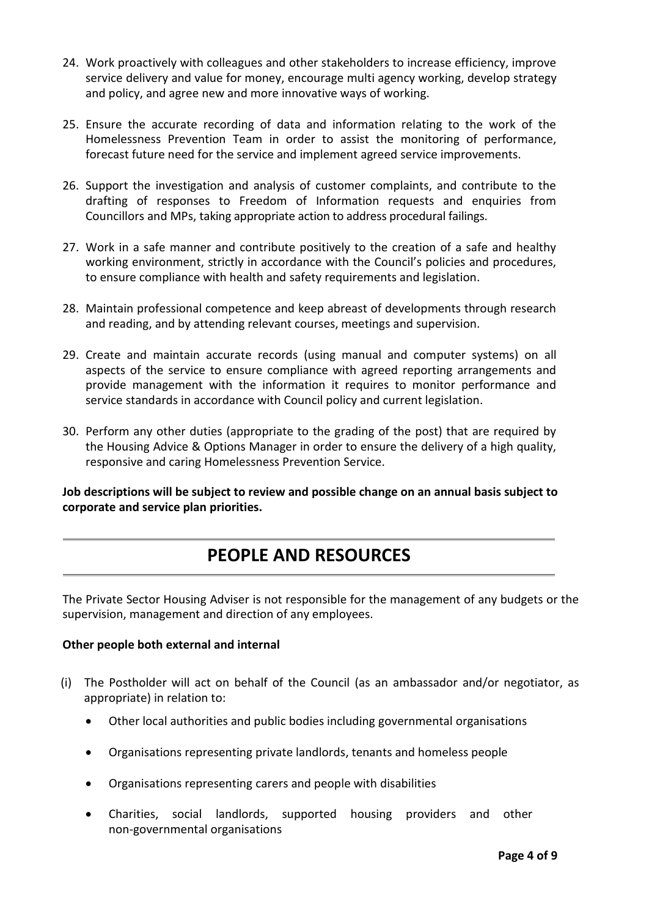24. Work proactively with colleagues and other stakeholders to increase efficiency, improve service delivery and value for money, encourage multi agency working, develop strategy and policy, and agree new and more innovative ways of working.

25. Ensure the accurate recording of data and information relating to the work of the Homelessness Prevention Team in order to assist the monitoring of performance, forecast future need for the service and implement agreed service improvements.

26. Support the investigation and analysis of customer complaints, and contribute to the drafting of responses to Freedom of Information requests and enquiries from Councillors and MPs, taking appropriate action to address procedural failings.

27. Work in a safe manner and contribute positively to the creation of a safe and healthy working environment, strictly in accordance with the Council's policies and procedures, to ensure compliance with health and safety requirements and legislation.

28. Maintain professional competence and keep abreast of developments through research and reading, and by attending relevant courses, meetings and supervision.

29. Create and maintain accurate records (using manual and computer systems) on all aspects of the service to ensure compliance with agreed reporting arrangements and provide management with the information it requires to monitor performance and service standards in accordance with Council policy and current legislation.

30. Perform any other duties (appropriate to the grading of the post) that are required by the Housing Advice & Options Manager in order to ensure the delivery of a high quality, responsive and caring Homelessness Prevention Service.

**Job descriptions will be subject to review and possible change on an annual basis subject to corporate and service plan priorities.**

# PEOPLE AND RESOURCES

The Private Sector Housing Adviser is not responsible for the management of any budgets or the supervision, management and direction of any employees.

**Other people both external and internal**

(i) The Postholder will act on behalf of the Council (as an ambassador and/or negotiator, as appropriate) in relation to:

- Other local authorities and public bodies including governmental organisations
- Organisations representing private landlords, tenants and homeless people
- Organisations representing carers and people with disabilities
- Charities, social landlords, supported housing providers and other non-governmental organisations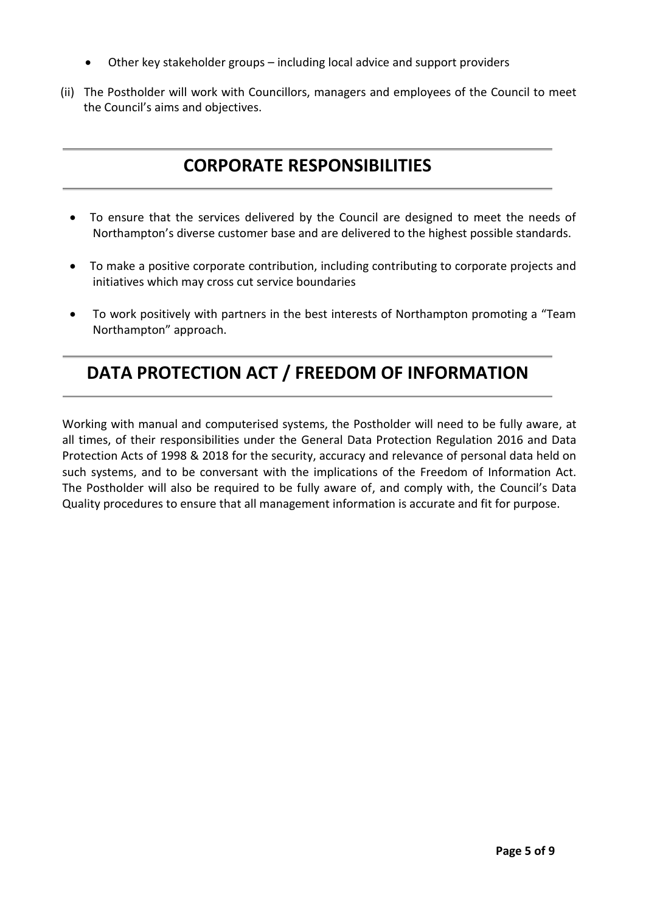- Other key stakeholder groups – including local advice and support providers

(ii) The Postholder will work with Councillors, managers and employees of the Council to meet the Council's aims and objectives.

## CORPORATE RESPONSIBILITIES

- To ensure that the services delivered by the Council are designed to meet the needs of Northampton's diverse customer base and are delivered to the highest possible standards.
- To make a positive corporate contribution, including contributing to corporate projects and initiatives which may cross cut service boundaries
- To work positively with partners in the best interests of Northampton promoting a "Team Northampton" approach.

## DATA PROTECTION ACT / FREEDOM OF INFORMATION

Working with manual and computerised systems, the Postholder will need to be fully aware, at all times, of their responsibilities under the General Data Protection Regulation 2016 and Data Protection Acts of 1998 & 2018 for the security, accuracy and relevance of personal data held on such systems, and to be conversant with the implications of the Freedom of Information Act. The Postholder will also be required to be fully aware of, and comply with, the Council's Data Quality procedures to ensure that all management information is accurate and fit for purpose.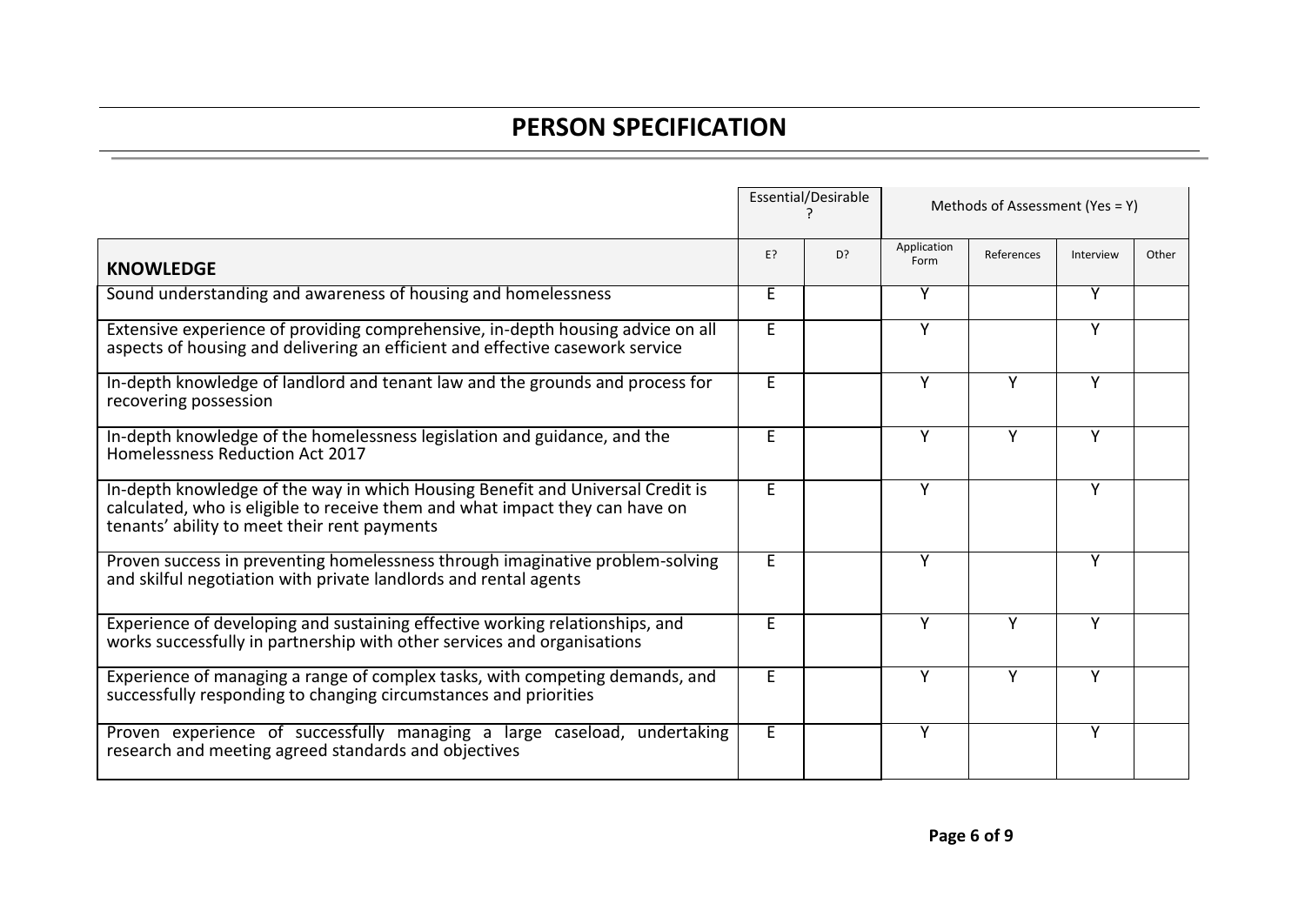# PERSON SPECIFICATION

| | Essential/Desirable ? | | Methods of Assessment (Yes = Y) | | | |
|---|---|---|---|---|---|---|
| **KNOWLEDGE** | E? | D? | Application Form | References | Interview | Other |
| Sound understanding and awareness of housing and homelessness | E | | Y | | Y | |
| Extensive experience of providing comprehensive, in-depth housing advice on all aspects of housing and delivering an efficient and effective casework service | E | | Y | | Y | |
| In-depth knowledge of landlord and tenant law and the grounds and process for recovering possession | E | | Y | Y | Y | |
| In-depth knowledge of the homelessness legislation and guidance, and the Homelessness Reduction Act 2017 | E | | Y | Y | Y | |
| In-depth knowledge of the way in which Housing Benefit and Universal Credit is calculated, who is eligible to receive them and what impact they can have on tenants' ability to meet their rent payments | E | | Y | | Y | |
| Proven success in preventing homelessness through imaginative problem-solving and skilful negotiation with private landlords and rental agents | E | | Y | | Y | |
| Experience of developing and sustaining effective working relationships, and works successfully in partnership with other services and organisations | E | | Y | Y | Y | |
| Experience of managing a range of complex tasks, with competing demands, and successfully responding to changing circumstances and priorities | E | | Y | Y | Y | |
| Proven experience of successfully managing a large caseload, undertaking research and meeting agreed standards and objectives | E | | Y | | Y | |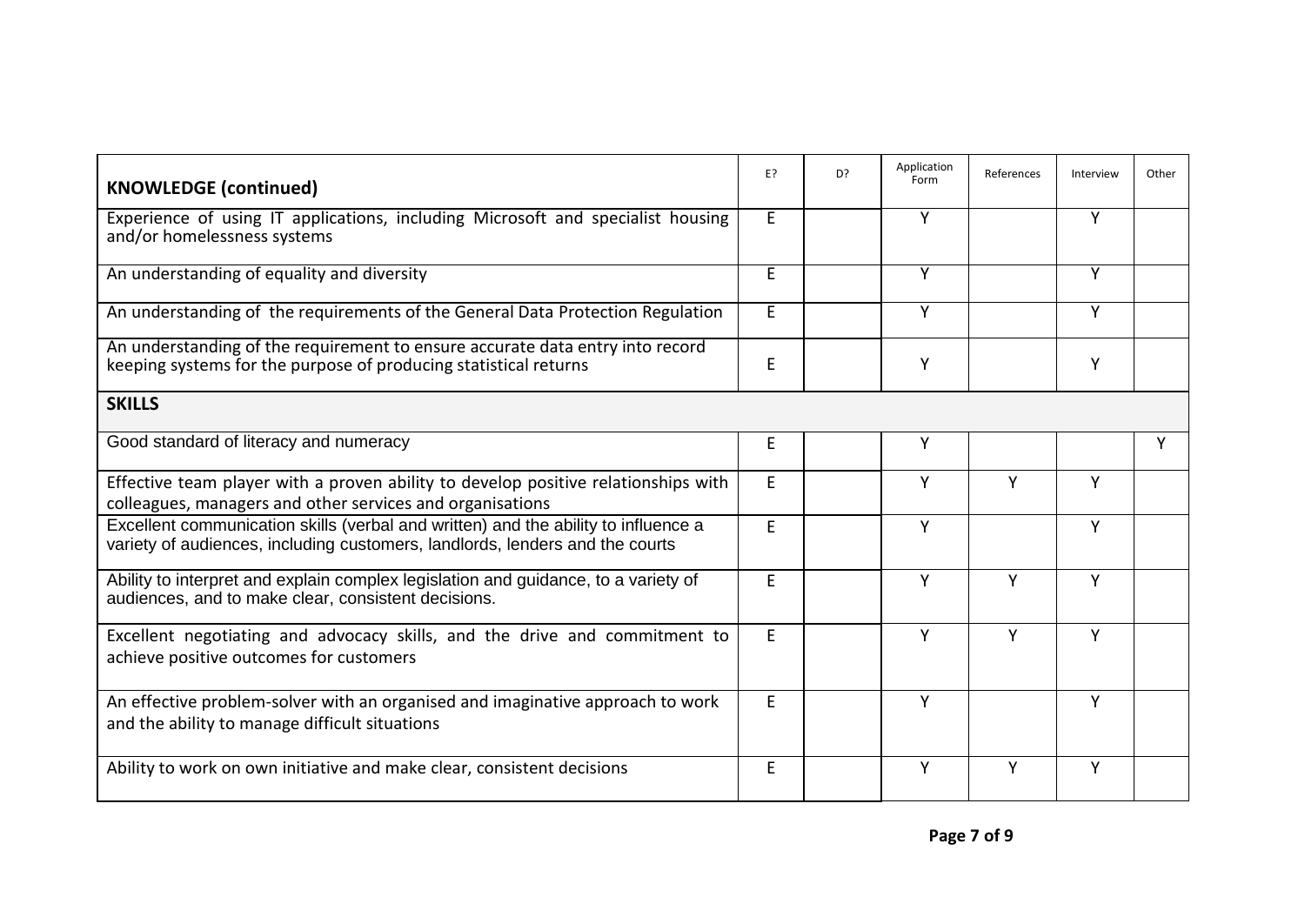| KNOWLEDGE (continued) | E? | D? | Application Form | References | Interview | Other |
|---|---|---|---|---|---|---|
| Experience of using IT applications, including Microsoft and specialist housing and/or homelessness systems | E | | Y | | Y | |
| An understanding of equality and diversity | E | | Y | | Y | |
| An understanding of the requirements of the General Data Protection Regulation | E | | Y | | Y | |
| An understanding of the requirement to ensure accurate data entry into record keeping systems for the purpose of producing statistical returns | E | | Y | | Y | |
| **SKILLS** | | | | | | |
| Good standard of literacy and numeracy | E | | Y | | | Y |
| Effective team player with a proven ability to develop positive relationships with colleagues, managers and other services and organisations | E | | Y | Y | Y | |
| Excellent communication skills (verbal and written) and the ability to influence a variety of audiences, including customers, landlords, lenders and the courts | E | | Y | | Y | |
| Ability to interpret and explain complex legislation and guidance, to a variety of audiences, and to make clear, consistent decisions. | E | | Y | Y | Y | |
| Excellent negotiating and advocacy skills, and the drive and commitment to achieve positive outcomes for customers | E | | Y | Y | Y | |
| An effective problem-solver with an organised and imaginative approach to work and the ability to manage difficult situations | E | | Y | | Y | |
| Ability to work on own initiative and make clear, consistent decisions | E | | Y | Y | Y | |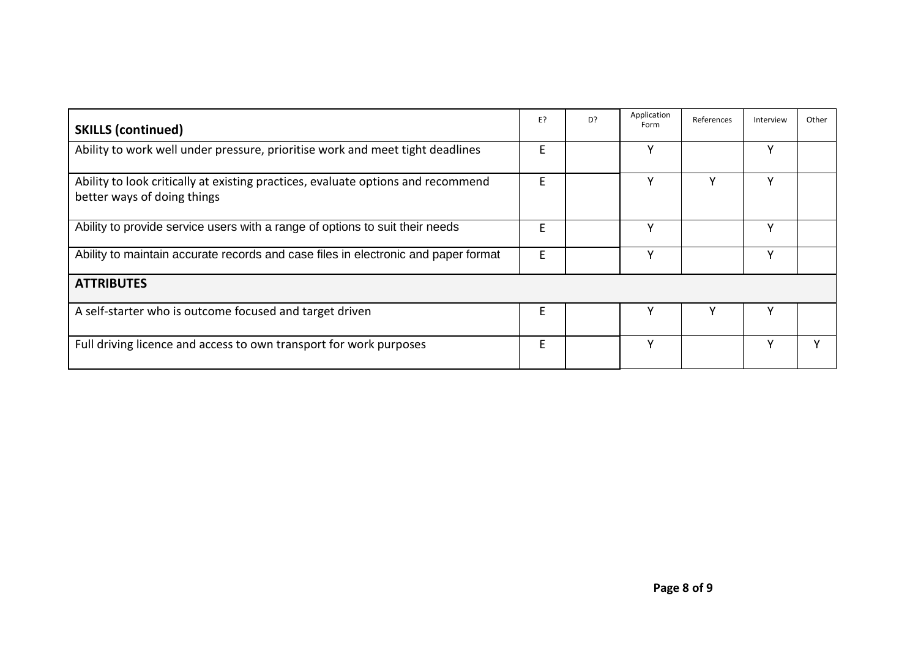| SKILLS (continued) | E? | D? | Application Form | References | Interview | Other |
|---|---|---|---|---|---|---|
| Ability to work well under pressure, prioritise work and meet tight deadlines | E | | Y | | Y | |
| Ability to look critically at existing practices, evaluate options and recommend better ways of doing things | E | | Y | Y | Y | |
| Ability to provide service users with a range of options to suit their needs | E | | Y | | Y | |
| Ability to maintain accurate records and case files in electronic and paper format | E | | Y | | Y | |
| **ATTRIBUTES** | | | | | | |
| A self-starter who is outcome focused and target driven | E | | Y | Y | Y | |
| Full driving licence and access to own transport for work purposes | E | | Y | | Y | Y |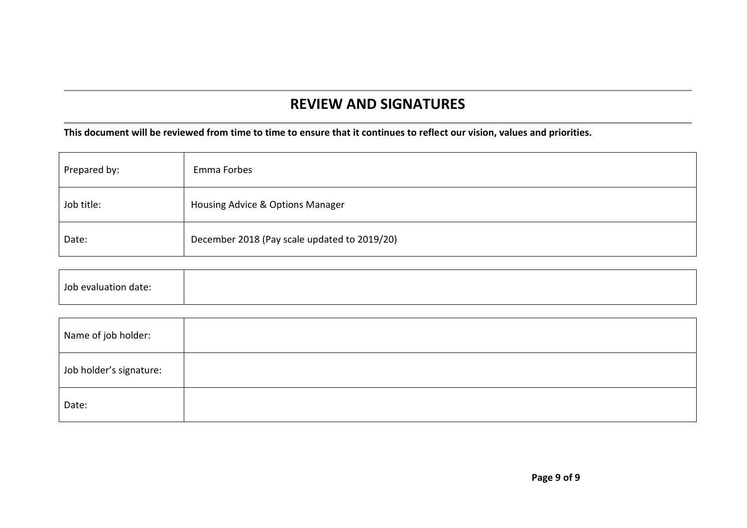# REVIEW AND SIGNATURES

**This document will be reviewed from time to time to ensure that it continues to reflect our vision, values and priorities.**

| | |
|---|---|
| Prepared by: | Emma Forbes |
| Job title: | Housing Advice & Options Manager |
| Date: | December 2018 (Pay scale updated to 2019/20) |

| | |
|---|---|
| Job evaluation date: | |

| | |
|---|---|
| Name of job holder: | |
| Job holder's signature: | |
| Date: | |